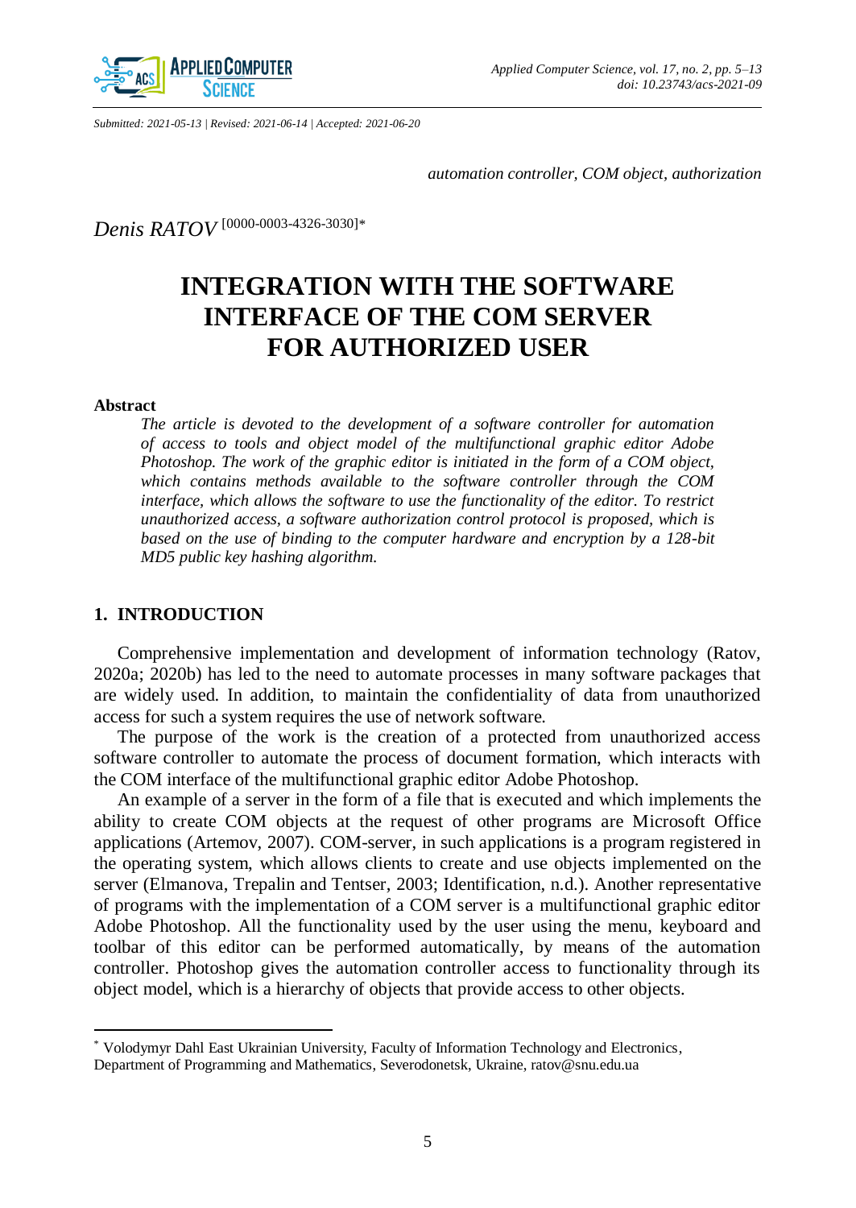*Submitted: 2021-05-13 | Revised: 2021-06-14 | Accepted: 2021-06-20*

*automation controller, COM object, authorization*

*Denis RATOV* [0000-0003-4326-3030]*

# INTEGRATION WITH THE SOFTWARE INTERFACE OF THE COM SERVER FOR AUTHORIZED USER

**Abstract**

*The article is devoted to the development of a software controller for automation of access to tools and object model of the multifunctional graphic editor Adobe Photoshop. The work of the graphic editor is initiated in the form of a COM object, which contains methods available to the software controller through the COM interface, which allows the software to use the functionality of the editor. To restrict unauthorized access, a software authorization control protocol is proposed, which is based on the use of binding to the computer hardware and encryption by a 128-bit MD5 public key hashing algorithm.*

## 1. INTRODUCTION

Comprehensive implementation and development of information technology (Ratov, 2020a; 2020b) has led to the need to automate processes in many software packages that are widely used. In addition, to maintain the confidentiality of data from unauthorized access for such a system requires the use of network software.

The purpose of the work is the creation of a protected from unauthorized access software controller to automate the process of document formation, which interacts with the COM interface of the multifunctional graphic editor Adobe Photoshop.

An example of a server in the form of a file that is executed and which implements the ability to create COM objects at the request of other programs are Microsoft Office applications (Artemov, 2007). COM-server, in such applications is a program registered in the operating system, which allows clients to create and use objects implemented on the server (Elmanova, Trepalin and Tentser, 2003; Identification, n.d.). Another representative of programs with the implementation of a COM server is a multifunctional graphic editor Adobe Photoshop. All the functionality used by the user using the menu, keyboard and toolbar of this editor can be performed automatically, by means of the automation controller. Photoshop gives the automation controller access to functionality through its object model, which is a hierarchy of objects that provide access to other objects.

---

* Volodymyr Dahl East Ukrainian University, Faculty of Information Technology and Electronics, Department of Programming and Mathematics, Severodonetsk, Ukraine, ratov@snu.edu.ua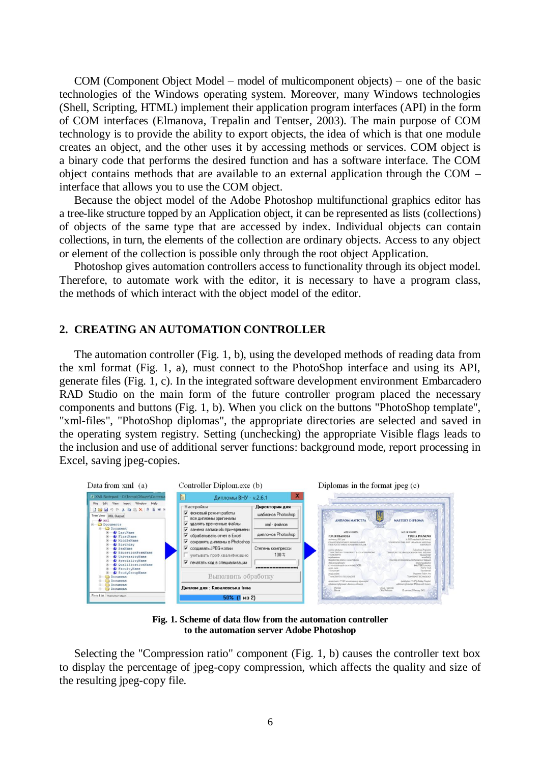COM (Component Object Model – model of multicomponent objects) – one of the basic technologies of the Windows operating system. Moreover, many Windows technologies (Shell, Scripting, HTML) implement their application program interfaces (API) in the form of COM interfaces (Elmanova, Trepalin and Tentser, 2003). The main purpose of COM technology is to provide the ability to export objects, the idea of which is that one module creates an object, and the other uses it by accessing methods or services. COM object is a binary code that performs the desired function and has a software interface. The COM object contains methods that are available to an external application through the COM – interface that allows you to use the COM object.

Because the object model of the Adobe Photoshop multifunctional graphics editor has a tree-like structure topped by an Application object, it can be represented as lists (collections) of objects of the same type that are accessed by index. Individual objects can contain collections, in turn, the elements of the collection are ordinary objects. Access to any object or element of the collection is possible only through the root object Application.

Photoshop gives automation controllers access to functionality through its object model. Therefore, to automate work with the editor, it is necessary to have a program class, the methods of which interact with the object model of the editor.

## 2. CREATING AN AUTOMATION CONTROLLER

The automation controller (Fig. 1, b), using the developed methods of reading data from the xml format (Fig. 1, a), must connect to the PhotoShop interface and using its API, generate files (Fig. 1, c). In the integrated software development environment Embarcadero RAD Studio on the main form of the future controller program placed the necessary components and buttons (Fig. 1, b). When you click on the buttons "PhotoShop template", "xml-files", "PhotoShop diplomas", the appropriate directories are selected and saved in the operating system registry. Setting (unchecking) the appropriate Visible flags leads to the inclusion and use of additional server functions: background mode, report processing in Excel, saving jpeg-copies.

**Fig. 1. Scheme of data flow from the automation controller to the automation server Adobe Photoshop**

Selecting the "Compression ratio" component (Fig. 1, b) causes the controller text box to display the percentage of jpeg-copy compression, which affects the quality and size of the resulting jpeg-copy file.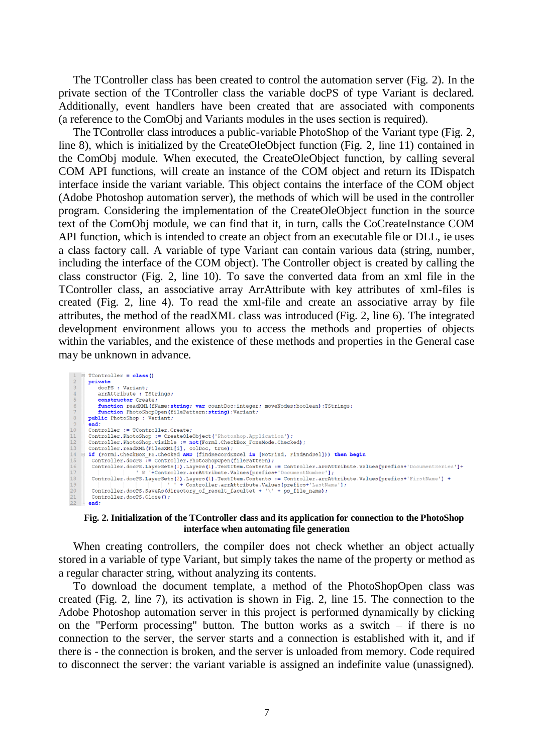The TController class has been created to control the automation server (Fig. 2). In the private section of the TController class the variable docPS of type Variant is declared. Additionally, event handlers have been created that are associated with components (a reference to the ComObj and Variants modules in the uses section is required).

The TController class introduces a public-variable PhotoShop of the Variant type (Fig. 2, line 8), which is initialized by the CreateOleObject function (Fig. 2, line 11) contained in the ComObj module. When executed, the CreateOleObject function, by calling several COM API functions, will create an instance of the COM object and return its IDispatch interface inside the variant variable. This object contains the interface of the COM object (Adobe Photoshop automation server), the methods of which will be used in the controller program. Considering the implementation of the CreateOleObject function in the source text of the ComObj module, we can find that it, in turn, calls the CoCreateInstance COM API function, which is intended to create an object from an executable file or DLL, ie uses a class factory call. A variable of type Variant can contain various data (string, number, including the interface of the COM object). The Controller object is created by calling the class constructor (Fig. 2, line 10). To save the converted data from an xml file in the TController class, an associative array ArrAttribute with key attributes of xml-files is created (Fig. 2, line 4). To read the xml-file and create an associative array by file attributes, the method of the readXML class was introduced (Fig. 2, line 6). The integrated development environment allows you to access the methods and properties of objects within the variables, and the existence of these methods and properties in the General case may be unknown in advance.

```
1   TController = class()
2   private
3      docPS : Variant;
4      arrAttribute : TStrings;
5      constructor Create;
6      function readXML(fName:string; var countDoc:integer; moveNodes:boolean):TStrings;
7      function PhotoShopOpen(filePattern:string):Variant;
8   public PhotoShop : Variant;
9   end;
10  Controller := TController.Create;
11  Controller.PhotoShop := CreateOleObject('Photoshop.Application');
12  Controller.PhotoShop.visible := not(Form1.CheckBox_FoneMode.Checked);
13  Controller.readXML(FilesXML[i], colDoc, true);
14  if (Form1.CheckBox_PS.Checked AND (findRecordExcel in [NotFind, FindAndDel])) then begin
15   Controller.docPS := Controller.PhotoShopOpen(filePattern);
16   Controller.docPS.LayerSets(1).Layers(1).TextItem.Contents := Controller.arrAttribute.Values[prefics+'DocumentSeries']+
17                   ' № '+Controller.arrAttribute.Values[prefics+'DocumentNumber'];
18   Controller.docPS.LayerSets(2).Layers(1).TextItem.Contents := Controller.arrAttribute.Values[prefics+'FirstName'] +
19                   ' ' + Controller.arrAttribute.Values[prefics+'LastName'];
20   Controller.docPS.SaveAs(directory_of_result_facultet + '\' + ps_file_name);
21   Controller.docPS.Close();
22  end;
```

**Fig. 2. Initialization of the TController class and its application for connection to the PhotoShop interface when automating file generation**

When creating controllers, the compiler does not check whether an object actually stored in a variable of type Variant, but simply takes the name of the property or method as a regular character string, without analyzing its contents.

To download the document template, a method of the PhotoShopOpen class was created (Fig. 2, line 7), its activation is shown in Fig. 2, line 15. The connection to the Adobe Photoshop automation server in this project is performed dynamically by clicking on the "Perform processing" button. The button works as a switch – if there is no connection to the server, the server starts and a connection is established with it, and if there is - the connection is broken, and the server is unloaded from memory. Code required to disconnect the server: the variant variable is assigned an indefinite value (unassigned).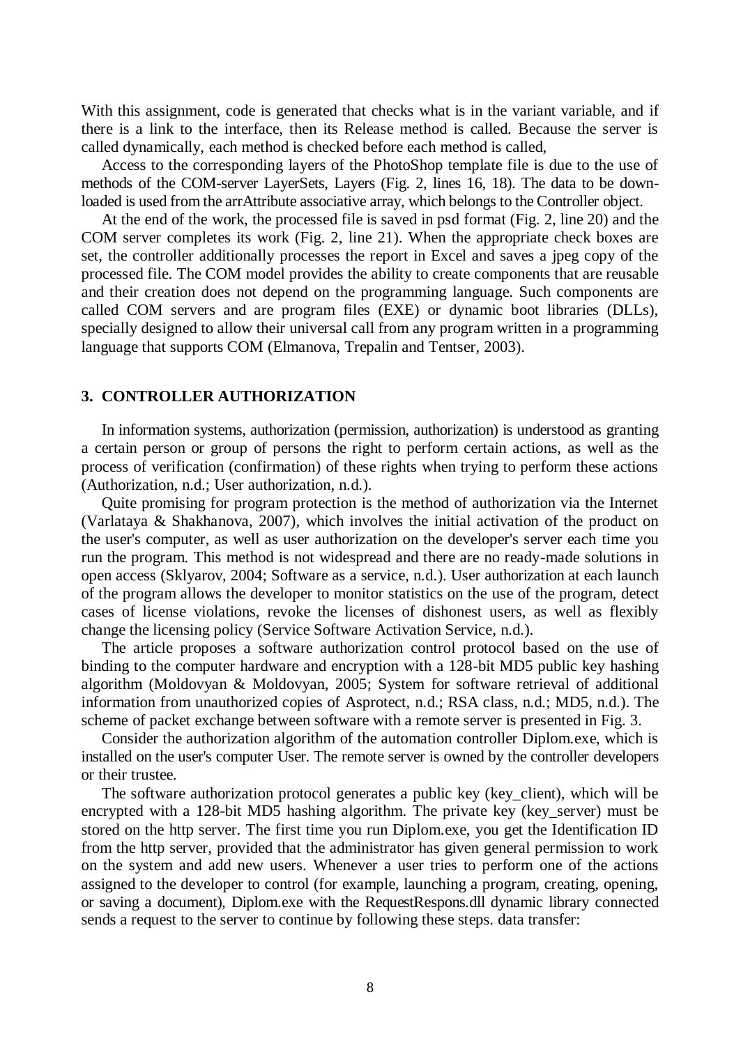With this assignment, code is generated that checks what is in the variant variable, and if there is a link to the interface, then its Release method is called. Because the server is called dynamically, each method is checked before each method is called,

Access to the corresponding layers of the PhotoShop template file is due to the use of methods of the COM-server LayerSets, Layers (Fig. 2, lines 16, 18). The data to be downloaded is used from the arrAttribute associative array, which belongs to the Controller object.

At the end of the work, the processed file is saved in psd format (Fig. 2, line 20) and the COM server completes its work (Fig. 2, line 21). When the appropriate check boxes are set, the controller additionally processes the report in Excel and saves a jpeg copy of the processed file. The COM model provides the ability to create components that are reusable and their creation does not depend on the programming language. Such components are called COM servers and are program files (EXE) or dynamic boot libraries (DLLs), specially designed to allow their universal call from any program written in a programming language that supports COM (Elmanova, Trepalin and Tentser, 2003).

## 3. CONTROLLER AUTHORIZATION

In information systems, authorization (permission, authorization) is understood as granting a certain person or group of persons the right to perform certain actions, as well as the process of verification (confirmation) of these rights when trying to perform these actions (Authorization, n.d.; User authorization, n.d.).

Quite promising for program protection is the method of authorization via the Internet (Varlataya & Shakhanova, 2007), which involves the initial activation of the product on the user's computer, as well as user authorization on the developer's server each time you run the program. This method is not widespread and there are no ready-made solutions in open access (Sklyarov, 2004; Software as a service, n.d.). User authorization at each launch of the program allows the developer to monitor statistics on the use of the program, detect cases of license violations, revoke the licenses of dishonest users, as well as flexibly change the licensing policy (Service Software Activation Service, n.d.).

The article proposes a software authorization control protocol based on the use of binding to the computer hardware and encryption with a 128-bit MD5 public key hashing algorithm (Moldovyan & Moldovyan, 2005; System for software retrieval of additional information from unauthorized copies of Asprotect, n.d.; RSA class, n.d.; MD5, n.d.). The scheme of packet exchange between software with a remote server is presented in Fig. 3.

Consider the authorization algorithm of the automation controller Diplom.exe, which is installed on the user's computer User. The remote server is owned by the controller developers or their trustee.

The software authorization protocol generates a public key (key_client), which will be encrypted with a 128-bit MD5 hashing algorithm. The private key (key_server) must be stored on the http server. The first time you run Diplom.exe, you get the Identification ID from the http server, provided that the administrator has given general permission to work on the system and add new users. Whenever a user tries to perform one of the actions assigned to the developer to control (for example, launching a program, creating, opening, or saving a document), Diplom.exe with the RequestRespons.dll dynamic library connected sends a request to the server to continue by following these steps. data transfer: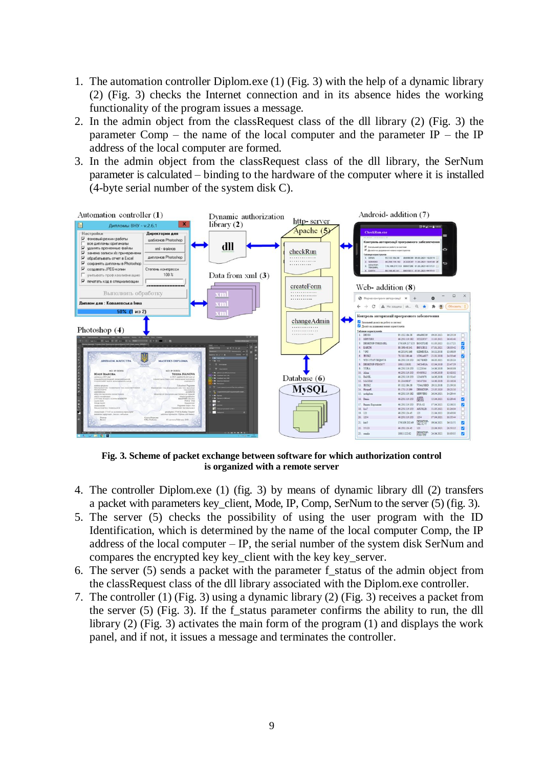1. The automation controller Diplom.exe (1) (Fig. 3) with the help of a dynamic library (2) (Fig. 3) checks the Internet connection and in its absence hides the working functionality of the program issues a message.
2. In the admin object from the classRequest class of the dll library (2) (Fig. 3) the parameter Comp – the name of the local computer and the parameter IP – the IP address of the local computer are formed.
3. In the admin object from the classRequest class of the dll library, the SerNum parameter is calculated – binding to the hardware of the computer where it is installed (4-byte serial number of the system disk C).

**Fig. 3. Scheme of packet exchange between software for which authorization control is organized with a remote server**

4. The controller Diplom.exe (1) (fig. 3) by means of dynamic library dll (2) transfers a packet with parameters key_client, Mode, IP, Comp, SerNum to the server (5) (fig. 3).
5. The server (5) checks the possibility of using the user program with the ID Identification, which is determined by the name of the local computer Comp, the IP address of the local computer – IP, the serial number of the system disk SerNum and compares the encrypted key key_client with the key key_server.
6. The server (5) sends a packet with the parameter f_status of the admin object from the classRequest class of the dll library associated with the Diplom.exe controller.
7. The controller (1) (Fig. 3) using a dynamic library (2) (Fig. 3) receives a packet from the server (5) (Fig. 3). If the f_status parameter confirms the ability to run, the dll library (2) (Fig. 3) activates the main form of the program (1) and displays the work panel, and if not, it issues a message and terminates the controller.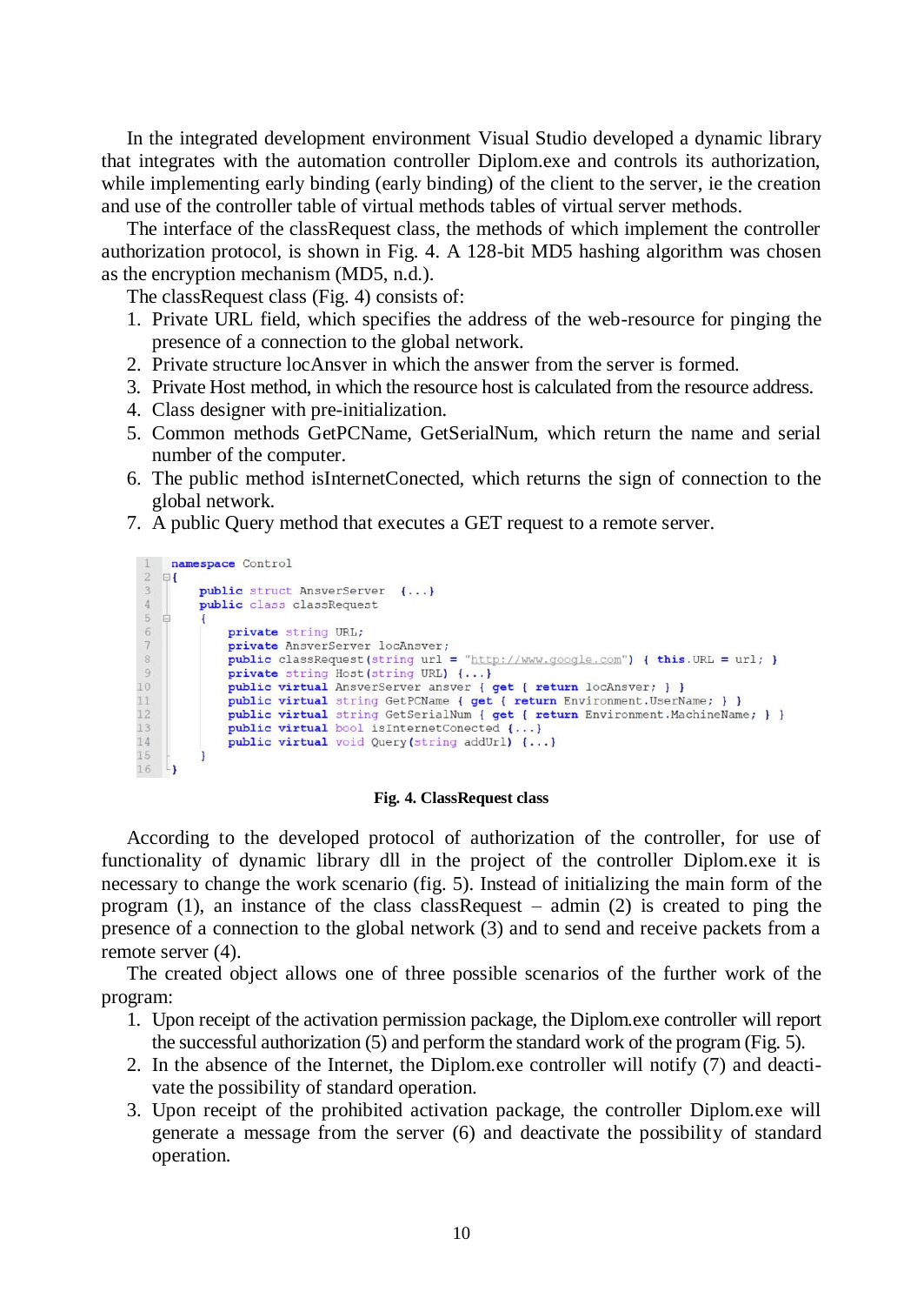In the integrated development environment Visual Studio developed a dynamic library that integrates with the automation controller Diplom.exe and controls its authorization, while implementing early binding (early binding) of the client to the server, ie the creation and use of the controller table of virtual methods tables of virtual server methods.

The interface of the classRequest class, the methods of which implement the controller authorization protocol, is shown in Fig. 4. A 128-bit MD5 hashing algorithm was chosen as the encryption mechanism (MD5, n.d.).

The classRequest class (Fig. 4) consists of:

1. Private URL field, which specifies the address of the web-resource for pinging the presence of a connection to the global network.
2. Private structure locAnsver in which the answer from the server is formed.
3. Private Host method, in which the resource host is calculated from the resource address.
4. Class designer with pre-initialization.
5. Common methods GetPCName, GetSerialNum, which return the name and serial number of the computer.
6. The public method isInternetConected, which returns the sign of connection to the global network.
7. A public Query method that executes a GET request to a remote server.

```
1   namespace Control
2   {
3       public struct AnsverServer  {...}
4       public class classRequest
5       {
6           private string URL;
7           private AnsverServer locAnsver;
8           public classRequest(string url = "http://www.google.com") { this.URL = url; }
9           private string Host(string URL) {...}
10          public virtual AnsverServer ansver { get { return locAnsver; } }
11          public virtual string GetPCName { get { return Environment.UserName; } }
12          public virtual string GetSerialNum { get { return Environment.MachineName; } }
13          public virtual bool isInternetConected {...}
14          public virtual void Query(string addUrl) {...}
15      }
16  }
```

**Fig. 4. ClassRequest class**

According to the developed protocol of authorization of the controller, for use of functionality of dynamic library dll in the project of the controller Diplom.exe it is necessary to change the work scenario (fig. 5). Instead of initializing the main form of the program (1), an instance of the class classRequest – admin (2) is created to ping the presence of a connection to the global network (3) and to send and receive packets from a remote server (4).

The created object allows one of three possible scenarios of the further work of the program:

1. Upon receipt of the activation permission package, the Diplom.exe controller will report the successful authorization (5) and perform the standard work of the program (Fig. 5).
2. In the absence of the Internet, the Diplom.exe controller will notify (7) and deactivate the possibility of standard operation.
3. Upon receipt of the prohibited activation package, the controller Diplom.exe will generate a message from the server (6) and deactivate the possibility of standard operation.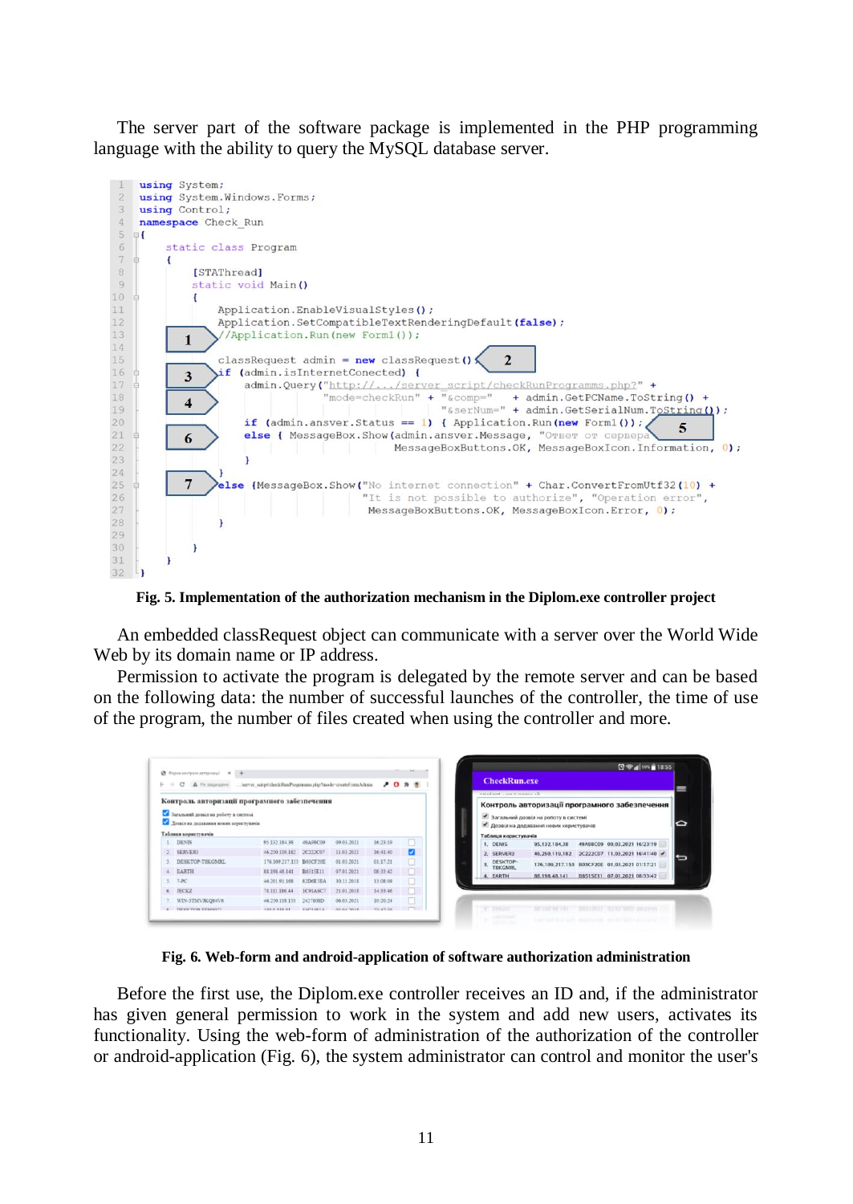The server part of the software package is implemented in the PHP programming language with the ability to query the MySQL database server.

```
using System;
using System.Windows.Forms;
using Control;
namespace Check_Run
{
    static class Program
    {
        [STAThread]
        static void Main()
        {
            Application.EnableVisualStyles();
            Application.SetCompatibleTextRenderingDefault(false);
            //Application.Run(new Form1());

            classRequest admin = new classRequest();
            if (admin.isInternetConected) {
                admin.Query("http://.../server_script/checkRunProgramms.php?" +
                    "mode=checkRun" + "&comp=" + admin.GetPCName.ToString() +
                    "&serNum=" + admin.GetSerialNum.ToString());

                if (admin.answer.Status == 1) { Application.Run(new Form1()); }
                else { MessageBox.Show(admin.answer.Message, "Ответ от сервера",
                    MessageBoxButtons.OK, MessageBoxIcon.Information, 0);
                }

            }
            else {MessageBox.Show("No internet connection" + Char.ConvertFromUtf32(10) +
                "It is not possible to authorize", "Operation error",
                MessageBoxButtons.OK, MessageBoxIcon.Error, 0);
            }

        }
    }
}
```

**Fig. 5. Implementation of the authorization mechanism in the Diplom.exe controller project**

An embedded classRequest object can communicate with a server over the World Wide Web by its domain name or IP address.

Permission to activate the program is delegated by the remote server and can be based on the following data: the number of successful launches of the controller, the time of use of the program, the number of files created when using the controller and more.

**Fig. 6. Web-form and android-application of software authorization administration**

Before the first use, the Diplom.exe controller receives an ID and, if the administrator has given general permission to work in the system and add new users, activates its functionality. Using the web-form of administration of the authorization of the controller or android-application (Fig. 6), the system administrator can control and monitor the user's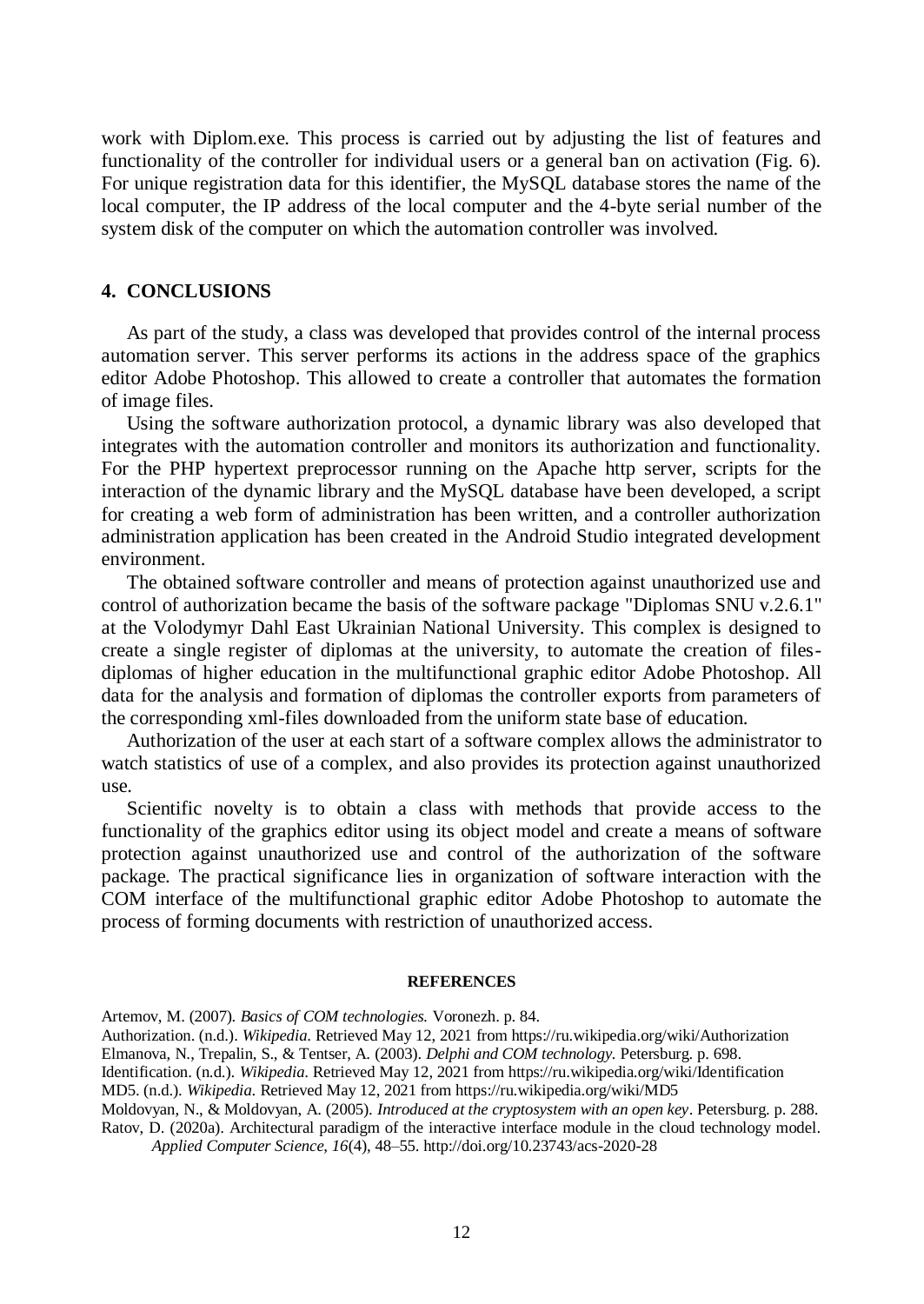work with Diplom.exe. This process is carried out by adjusting the list of features and functionality of the controller for individual users or a general ban on activation (Fig. 6). For unique registration data for this identifier, the MySQL database stores the name of the local computer, the IP address of the local computer and the 4-byte serial number of the system disk of the computer on which the automation controller was involved.

## 4. CONCLUSIONS

As part of the study, a class was developed that provides control of the internal process automation server. This server performs its actions in the address space of the graphics editor Adobe Photoshop. This allowed to create a controller that automates the formation of image files.

Using the software authorization protocol, a dynamic library was also developed that integrates with the automation controller and monitors its authorization and functionality. For the PHP hypertext preprocessor running on the Apache http server, scripts for the interaction of the dynamic library and the MySQL database have been developed, a script for creating a web form of administration has been written, and a controller authorization administration application has been created in the Android Studio integrated development environment.

The obtained software controller and means of protection against unauthorized use and control of authorization became the basis of the software package "Diplomas SNU v.2.6.1" at the Volodymyr Dahl East Ukrainian National University. This complex is designed to create a single register of diplomas at the university, to automate the creation of files-diplomas of higher education in the multifunctional graphic editor Adobe Photoshop. All data for the analysis and formation of diplomas the controller exports from parameters of the corresponding xml-files downloaded from the uniform state base of education.

Authorization of the user at each start of a software complex allows the administrator to watch statistics of use of a complex, and also provides its protection against unauthorized use.

Scientific novelty is to obtain a class with methods that provide access to the functionality of the graphics editor using its object model and create a means of software protection against unauthorized use and control of the authorization of the software package. The practical significance lies in organization of software interaction with the COM interface of the multifunctional graphic editor Adobe Photoshop to automate the process of forming documents with restriction of unauthorized access.

### REFERENCES

Artemov, M. (2007). *Basics of COM technologies.* Voronezh. p. 84.

Authorization. (n.d.). *Wikipedia.* Retrieved May 12, 2021 from https://ru.wikipedia.org/wiki/Authorization

Elmanova, N., Trepalin, S., & Tentser, A. (2003). *Delphi and COM technology.* Petersburg. p. 698.

Identification. (n.d.). *Wikipedia.* Retrieved May 12, 2021 from https://ru.wikipedia.org/wiki/Identification

MD5. (n.d.). *Wikipedia.* Retrieved May 12, 2021 from https://ru.wikipedia.org/wiki/MD5

Moldovyan, N., & Moldovyan, A. (2005). *Introduced at the cryptosystem with an open key*. Petersburg. p. 288.

Ratov, D. (2020a). Architectural paradigm of the interactive interface module in the cloud technology model. *Applied Computer Science, 16*(4), 48–55. http://doi.org/10.23743/acs-2020-28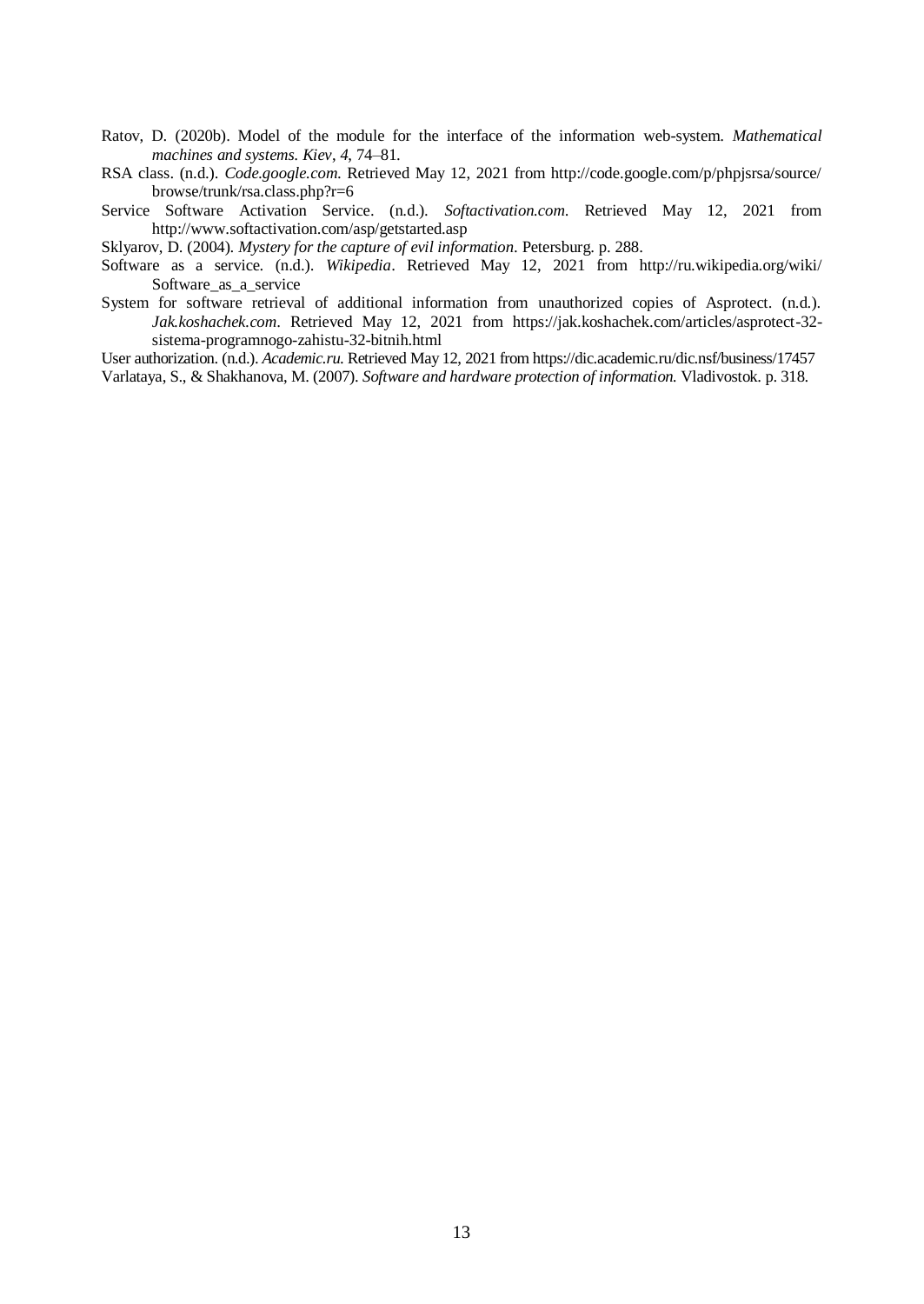Ratov, D. (2020b). Model of the module for the interface of the information web-system. *Mathematical machines and systems. Kiev*, *4*, 74–81.

RSA class. (n.d.). *Code.google.com*. Retrieved May 12, 2021 from http://code.google.com/p/phpjsrsa/source/browse/trunk/rsa.class.php?r=6

Service Software Activation Service. (n.d.). *Softactivation.com*. Retrieved May 12, 2021 from http://www.softactivation.com/asp/getstarted.asp

Sklyarov, D. (2004). *Mystery for the capture of evil information*. Petersburg. p. 288.

Software as a service. (n.d.). *Wikipedia*. Retrieved May 12, 2021 from http://ru.wikipedia.org/wiki/Software_as_a_service

System for software retrieval of additional information from unauthorized copies of Asprotect. (n.d.). *Jak.koshachek.com*. Retrieved May 12, 2021 from https://jak.koshachek.com/articles/asprotect-32-sistema-programnogo-zahistu-32-bitnih.html

User authorization. (n.d.). *Academic.ru*. Retrieved May 12, 2021 from https://dic.academic.ru/dic.nsf/business/17457

Varlataya, S., & Shakhanova, M. (2007). *Software and hardware protection of information*. Vladivostok. p. 318.